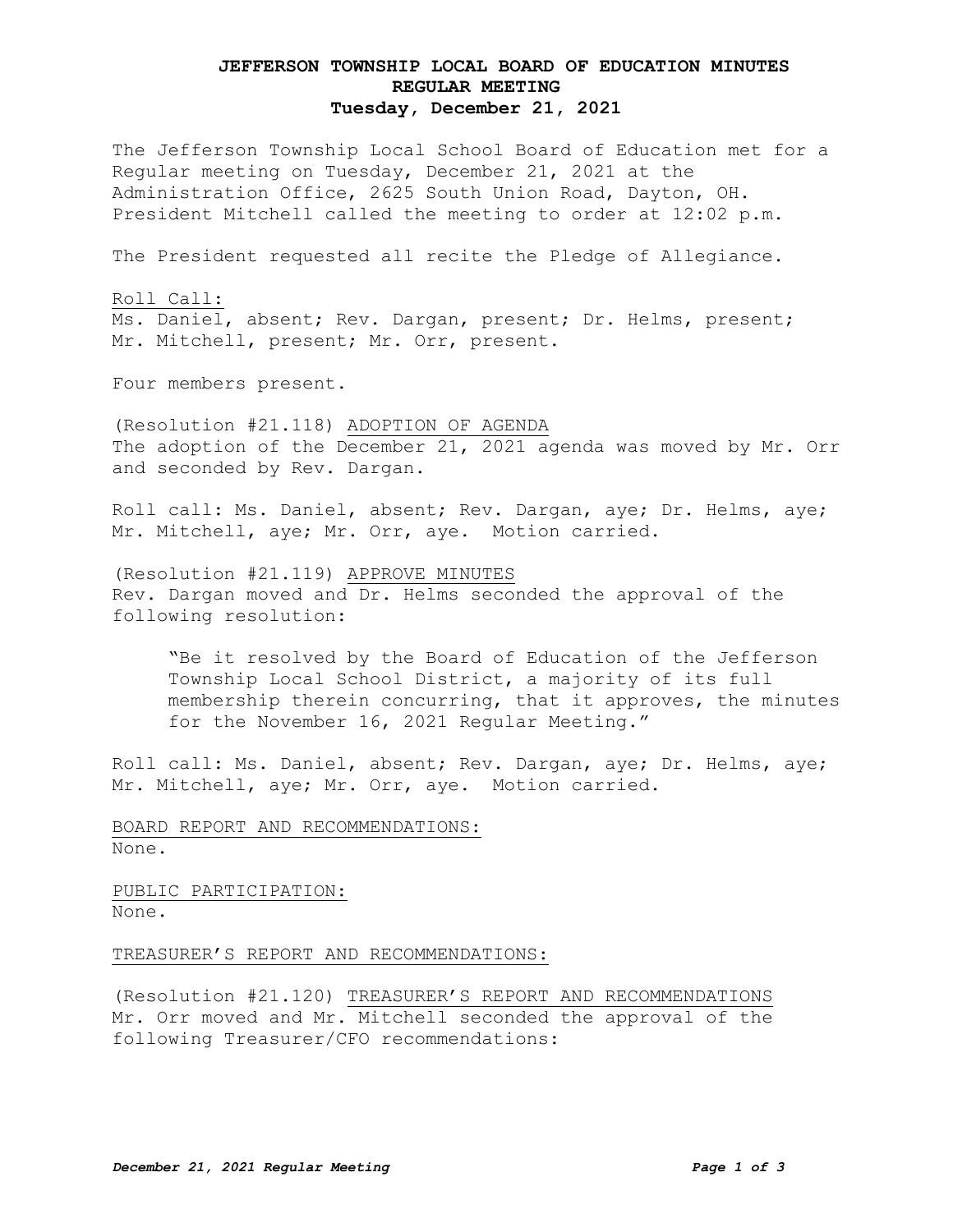# JEFFERSON TOWNSHIP LOCAL BOARD OF EDUCATION MINUTES
## REGULAR MEETING
## Tuesday, December 21, 2021

The Jefferson Township Local School Board of Education met for a Regular meeting on Tuesday, December 21, 2021 at the Administration Office, 2625 South Union Road, Dayton, OH. President Mitchell called the meeting to order at 12:02 p.m.

The President requested all recite the Pledge of Allegiance.

Roll Call:
Ms. Daniel, absent; Rev. Dargan, present; Dr. Helms, present; Mr. Mitchell, present; Mr. Orr, present.

Four members present.

(Resolution #21.118) ADOPTION OF AGENDA
The adoption of the December 21, 2021 agenda was moved by Mr. Orr and seconded by Rev. Dargan.

Roll call: Ms. Daniel, absent; Rev. Dargan, aye; Dr. Helms, aye; Mr. Mitchell, aye; Mr. Orr, aye. Motion carried.

(Resolution #21.119) APPROVE MINUTES
Rev. Dargan moved and Dr. Helms seconded the approval of the following resolution:

> "Be it resolved by the Board of Education of the Jefferson Township Local School District, a majority of its full membership therein concurring, that it approves, the minutes for the November 16, 2021 Regular Meeting."

Roll call: Ms. Daniel, absent; Rev. Dargan, aye; Dr. Helms, aye; Mr. Mitchell, aye; Mr. Orr, aye. Motion carried.

BOARD REPORT AND RECOMMENDATIONS:
None.

PUBLIC PARTICIPATION:
None.

TREASURER'S REPORT AND RECOMMENDATIONS:

(Resolution #21.120) TREASURER'S REPORT AND RECOMMENDATIONS
Mr. Orr moved and Mr. Mitchell seconded the approval of the following Treasurer/CFO recommendations: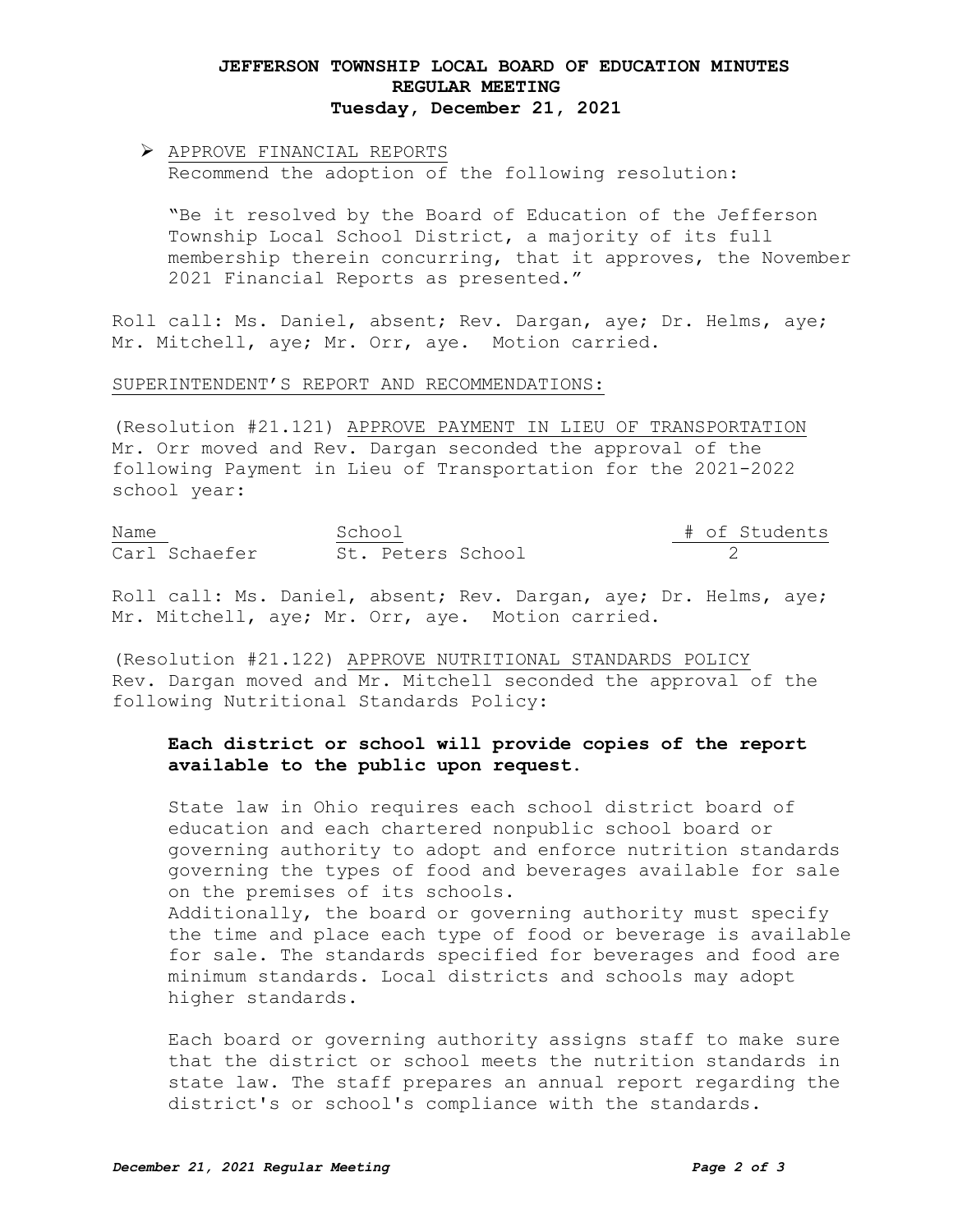# JEFFERSON TOWNSHIP LOCAL BOARD OF EDUCATION MINUTES
## REGULAR MEETING
## Tuesday, December 21, 2021

- APPROVE FINANCIAL REPORTS
  Recommend the adoption of the following resolution:

  "Be it resolved by the Board of Education of the Jefferson Township Local School District, a majority of its full membership therein concurring, that it approves, the November 2021 Financial Reports as presented."

Roll call: Ms. Daniel, absent; Rev. Dargan, aye; Dr. Helms, aye; Mr. Mitchell, aye; Mr. Orr, aye. Motion carried.

SUPERINTENDENT'S REPORT AND RECOMMENDATIONS:

(Resolution #21.121) APPROVE PAYMENT IN LIEU OF TRANSPORTATION
Mr. Orr moved and Rev. Dargan seconded the approval of the following Payment in Lieu of Transportation for the 2021-2022 school year:

| Name | School | # of Students |
|---|---|---|
| Carl Schaefer | St. Peters School | 2 |

Roll call: Ms. Daniel, absent; Rev. Dargan, aye; Dr. Helms, aye; Mr. Mitchell, aye; Mr. Orr, aye. Motion carried.

(Resolution #21.122) APPROVE NUTRITIONAL STANDARDS POLICY
Rev. Dargan moved and Mr. Mitchell seconded the approval of the following Nutritional Standards Policy:

**Each district or school will provide copies of the report available to the public upon request.**

State law in Ohio requires each school district board of education and each chartered nonpublic school board or governing authority to adopt and enforce nutrition standards governing the types of food and beverages available for sale on the premises of its schools.
Additionally, the board or governing authority must specify the time and place each type of food or beverage is available for sale. The standards specified for beverages and food are minimum standards. Local districts and schools may adopt higher standards.

Each board or governing authority assigns staff to make sure that the district or school meets the nutrition standards in state law. The staff prepares an annual report regarding the district's or school's compliance with the standards.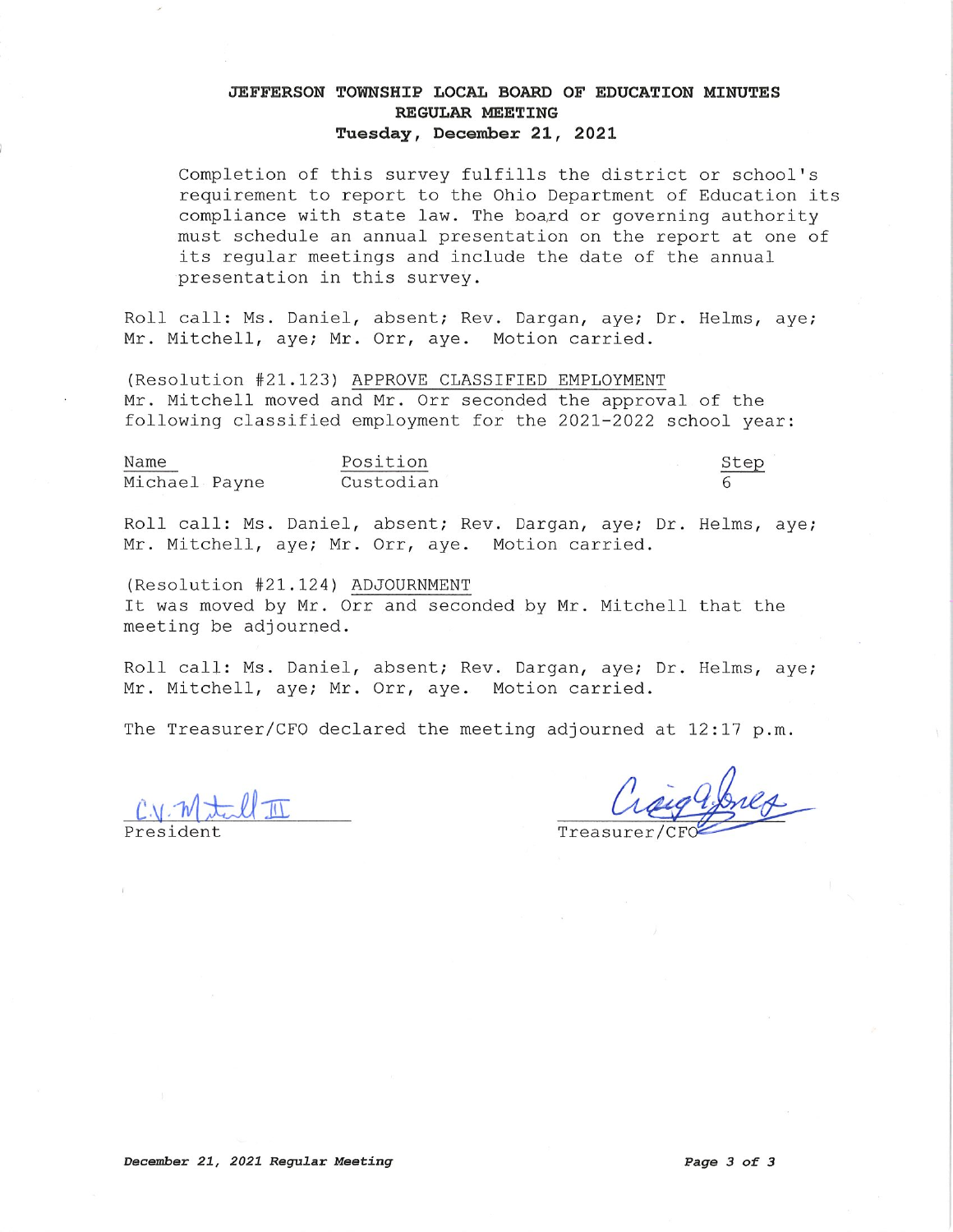# JEFFERSON TOWNSHIP LOCAL BOARD OF EDUCATION MINUTES
## REGULAR MEETING
### Tuesday, December 21, 2021

Completion of this survey fulfills the district or school's requirement to report to the Ohio Department of Education its compliance with state law. The board or governing authority must schedule an annual presentation on the report at one of its regular meetings and include the date of the annual presentation in this survey.

Roll call: Ms. Daniel, absent; Rev. Dargan, aye; Dr. Helms, aye; Mr. Mitchell, aye; Mr. Orr, aye. Motion carried.

(Resolution #21.123) APPROVE CLASSIFIED EMPLOYMENT
Mr. Mitchell moved and Mr. Orr seconded the approval of the following classified employment for the 2021-2022 school year:

| Name | Position | Step |
|---|---|---|
| Michael Payne | Custodian | 6 |

Roll call: Ms. Daniel, absent; Rev. Dargan, aye; Dr. Helms, aye; Mr. Mitchell, aye; Mr. Orr, aye. Motion carried.

(Resolution #21.124) ADJOURNMENT
It was moved by Mr. Orr and seconded by Mr. Mitchell that the meeting be adjourned.

Roll call: Ms. Daniel, absent; Rev. Dargan, aye; Dr. Helms, aye; Mr. Mitchell, aye; Mr. Orr, aye. Motion carried.

The Treasurer/CFO declared the meeting adjourned at 12:17 p.m.

C.V. Mitchell III
President

Craig Jones
Treasurer/CFO